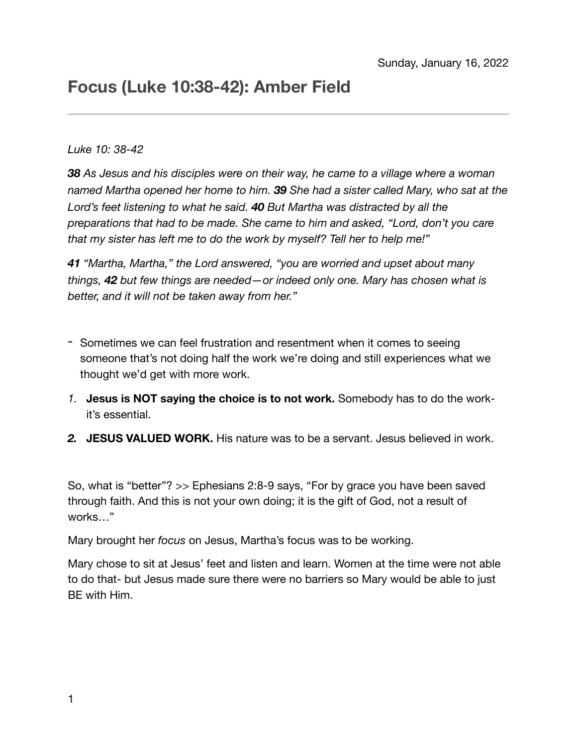Sunday, January 16, 2022

# Focus (Luke 10:38-42): Amber Field

---

*Luke 10: 38-42*

***38*** *As Jesus and his disciples were on their way, he came to a village where a woman named Martha opened her home to him.* ***39*** *She had a sister called Mary, who sat at the Lord's feet listening to what he said.* ***40*** *But Martha was distracted by all the preparations that had to be made. She came to him and asked, "Lord, don't you care that my sister has left me to do the work by myself? Tell her to help me!"*

***41*** *"Martha, Martha," the Lord answered, "you are worried and upset about many things,* ***42*** *but few things are needed—or indeed only one. Mary has chosen what is better, and it will not be taken away from her."*

- Sometimes we can feel frustration and resentment when it comes to seeing someone that's not doing half the work we're doing and still experiences what we thought we'd get with more work.

1. **Jesus is NOT saying the choice is to not work.** Somebody has to do the work- it's essential.
2. **JESUS VALUED WORK.** His nature was to be a servant. Jesus believed in work.

So, what is "better"? >> Ephesians 2:8-9 says, "For by grace you have been saved through faith. And this is not your own doing; it is the gift of God, not a result of works…"

Mary brought her *focus* on Jesus, Martha's focus was to be working.

Mary chose to sit at Jesus' feet and listen and learn. Women at the time were not able to do that- but Jesus made sure there were no barriers so Mary would be able to just BE with Him.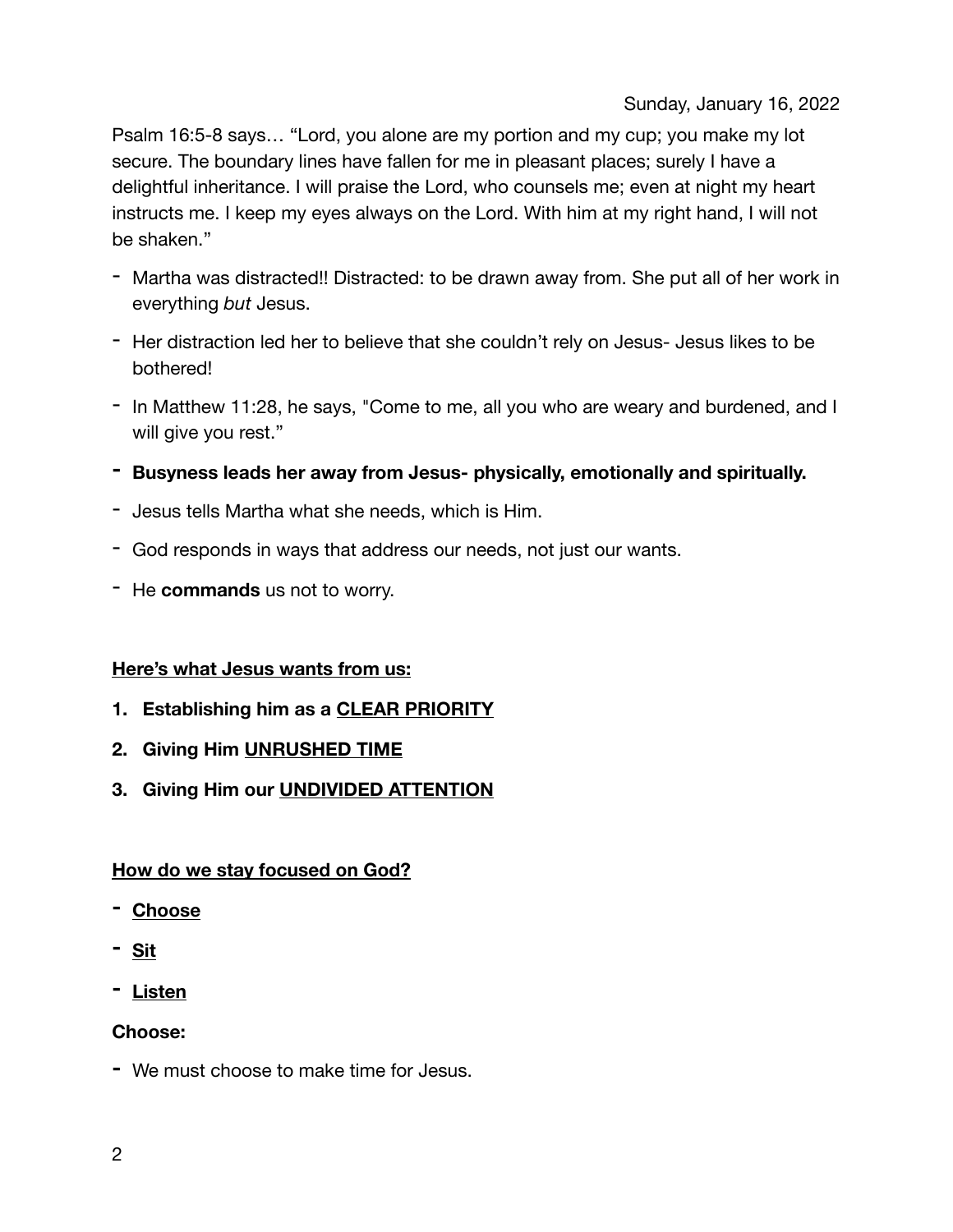Sunday, January 16, 2022

Psalm 16:5-8 says… "Lord, you alone are my portion and my cup; you make my lot secure. The boundary lines have fallen for me in pleasant places; surely I have a delightful inheritance. I will praise the Lord, who counsels me; even at night my heart instructs me. I keep my eyes always on the Lord. With him at my right hand, I will not be shaken."

- Martha was distracted!! Distracted: to be drawn away from. She put all of her work in everything *but* Jesus.
- Her distraction led her to believe that she couldn't rely on Jesus- Jesus likes to be bothered!
- In Matthew 11:28, he says, "Come to me, all you who are weary and burdened, and I will give you rest."
- **Busyness leads her away from Jesus- physically, emotionally and spiritually.**
- Jesus tells Martha what she needs, which is Him.
- God responds in ways that address our needs, not just our wants.
- He **commands** us not to worry.

**<u>Here's what Jesus wants from us:</u>**

1. **Establishing him as a <u>CLEAR PRIORITY</u>**
2. **Giving Him <u>UNRUSHED TIME</u>**
3. **Giving Him our <u>UNDIVIDED ATTENTION</u>**

**<u>How do we stay focused on God?</u>**

- **<u>Choose</u>**
- **<u>Sit</u>**
- **<u>Listen</u>**

**Choose:**

- We must choose to make time for Jesus.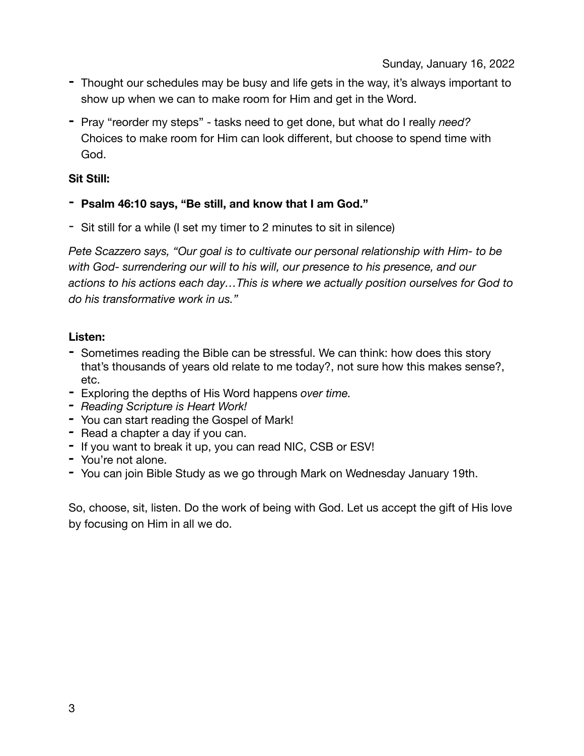Sunday, January 16, 2022

- Thought our schedules may be busy and life gets in the way, it's always important to show up when we can to make room for Him and get in the Word.
- Pray "reorder my steps" - tasks need to get done, but what do I really *need?* Choices to make room for Him can look different, but choose to spend time with God.

**Sit Still:**

- **Psalm 46:10 says, "Be still, and know that I am God."**
- Sit still for a while (I set my timer to 2 minutes to sit in silence)

*Pete Scazzero says, "Our goal is to cultivate our personal relationship with Him- to be with God- surrendering our will to his will, our presence to his presence, and our actions to his actions each day…This is where we actually position ourselves for God to do his transformative work in us."*

**Listen:**

- Sometimes reading the Bible can be stressful. We can think: how does this story that's thousands of years old relate to me today?, not sure how this makes sense?, etc.
- Exploring the depths of His Word happens *over time.*
- *Reading Scripture is Heart Work!*
- You can start reading the Gospel of Mark!
- Read a chapter a day if you can.
- If you want to break it up, you can read NIC, CSB or ESV!
- You're not alone.
- You can join Bible Study as we go through Mark on Wednesday January 19th.

So, choose, sit, listen. Do the work of being with God. Let us accept the gift of His love by focusing on Him in all we do.